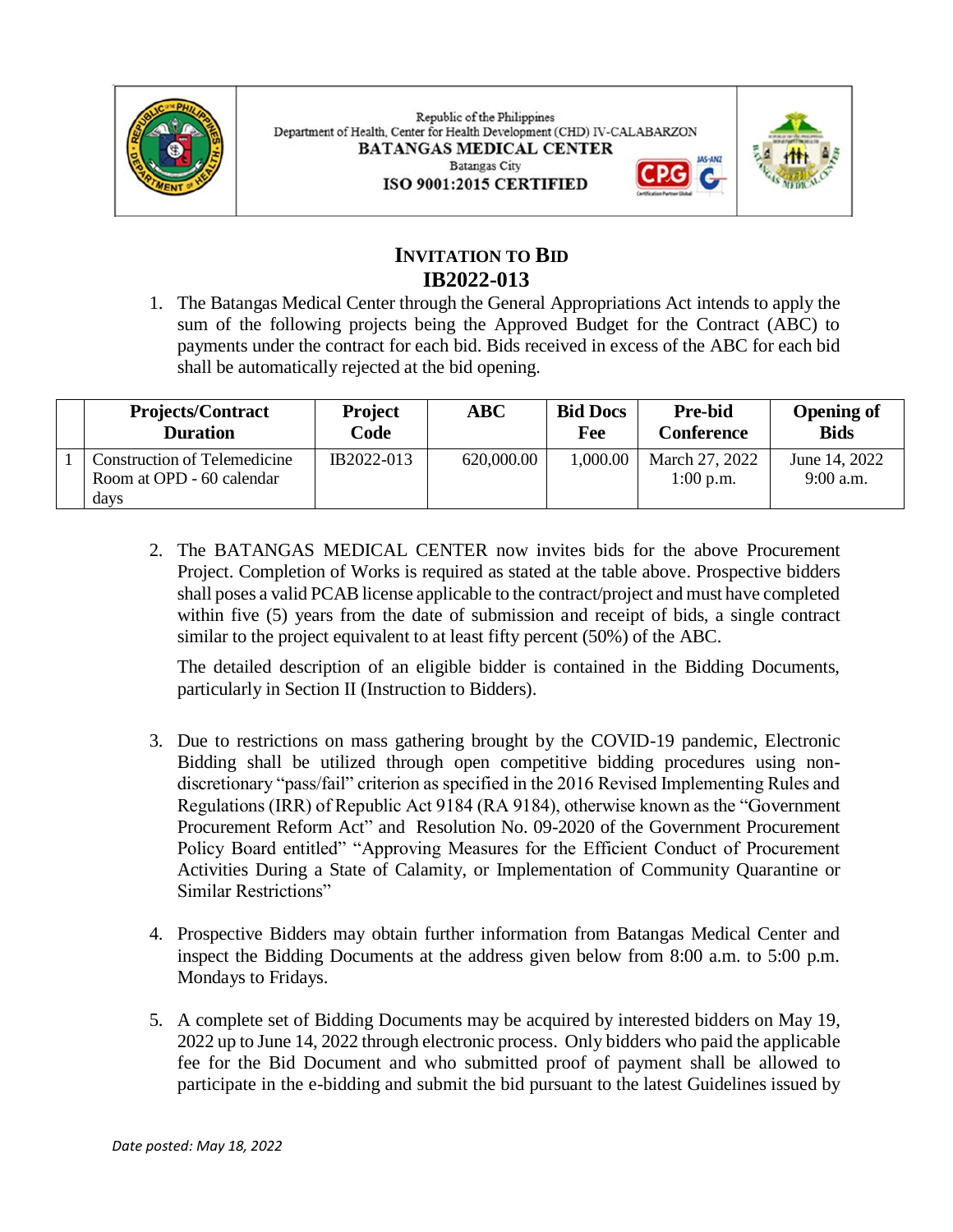Republic of the Philippines
Department of Health, Center for Health Development (CHD) IV-CALABARZON
**BATANGAS MEDICAL CENTER**
Batangas City
**ISO 9001:2015 CERTIFIED**

# INVITATION TO BID
## IB2022-013

1. The Batangas Medical Center through the General Appropriations Act intends to apply the sum of the following projects being the Approved Budget for the Contract (ABC) to payments under the contract for each bid. Bids received in excess of the ABC for each bid shall be automatically rejected at the bid opening.

| | Projects/Contract Duration | Project Code | ABC | Bid Docs Fee | Pre-bid Conference | Opening of Bids |
|---|---|---|---|---|---|---|
| 1 | Construction of Telemedicine Room at OPD - 60 calendar days | IB2022-013 | 620,000.00 | 1,000.00 | March 27, 2022 1:00 p.m. | June 14, 2022 9:00 a.m. |

2. The BATANGAS MEDICAL CENTER now invites bids for the above Procurement Project. Completion of Works is required as stated at the table above. Prospective bidders shall poses a valid PCAB license applicable to the contract/project and must have completed within five (5) years from the date of submission and receipt of bids, a single contract similar to the project equivalent to at least fifty percent (50%) of the ABC.

   The detailed description of an eligible bidder is contained in the Bidding Documents, particularly in Section II (Instruction to Bidders).

3. Due to restrictions on mass gathering brought by the COVID-19 pandemic, Electronic Bidding shall be utilized through open competitive bidding procedures using non-discretionary "pass/fail" criterion as specified in the 2016 Revised Implementing Rules and Regulations (IRR) of Republic Act 9184 (RA 9184), otherwise known as the "Government Procurement Reform Act" and Resolution No. 09-2020 of the Government Procurement Policy Board entitled" "Approving Measures for the Efficient Conduct of Procurement Activities During a State of Calamity, or Implementation of Community Quarantine or Similar Restrictions"

4. Prospective Bidders may obtain further information from Batangas Medical Center and inspect the Bidding Documents at the address given below from 8:00 a.m. to 5:00 p.m. Mondays to Fridays.

5. A complete set of Bidding Documents may be acquired by interested bidders on May 19, 2022 up to June 14, 2022 through electronic process. Only bidders who paid the applicable fee for the Bid Document and who submitted proof of payment shall be allowed to participate in the e-bidding and submit the bid pursuant to the latest Guidelines issued by

*Date posted: May 18, 2022*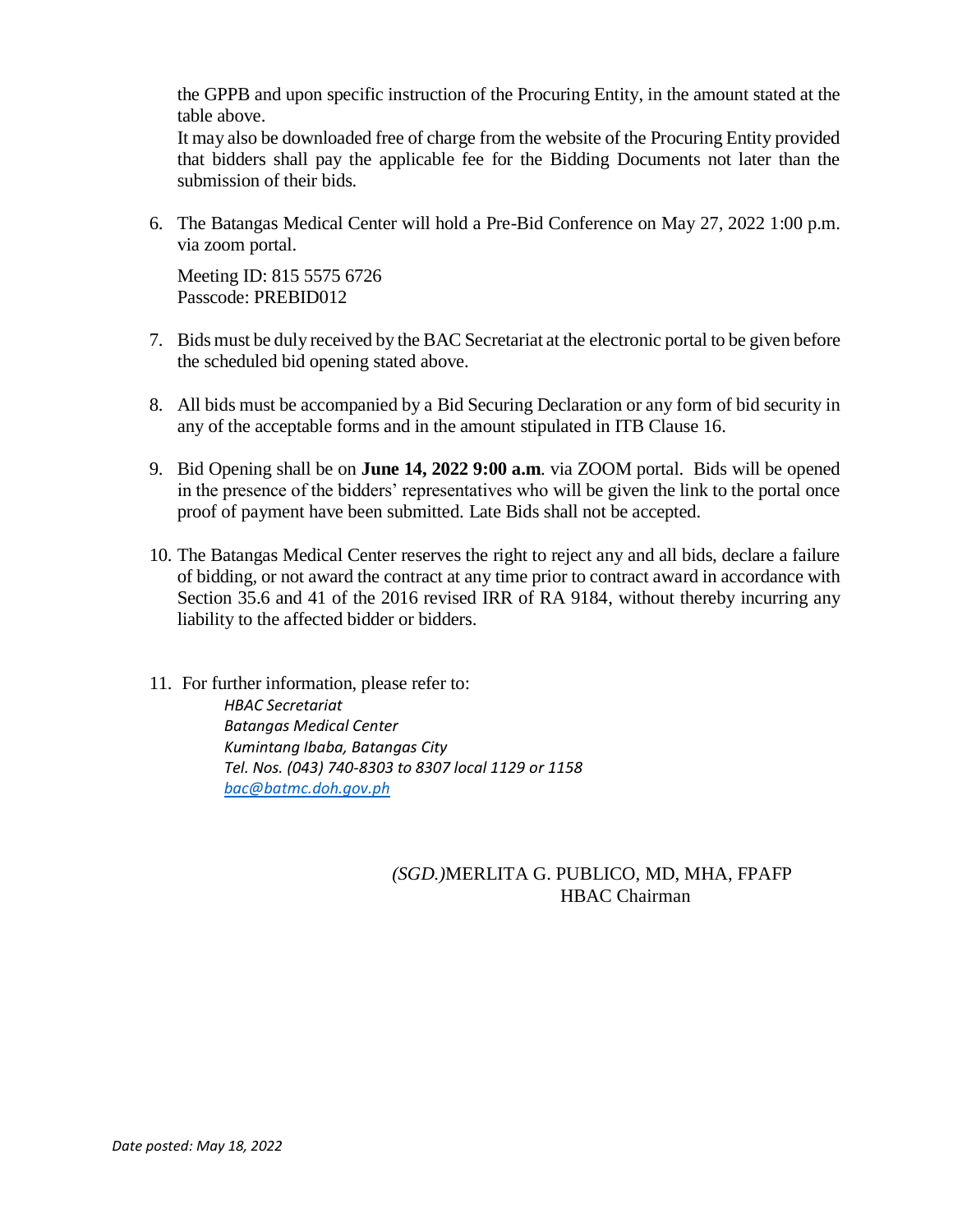the GPPB and upon specific instruction of the Procuring Entity, in the amount stated at the table above.
It may also be downloaded free of charge from the website of the Procuring Entity provided that bidders shall pay the applicable fee for the Bidding Documents not later than the submission of their bids.

6. The Batangas Medical Center will hold a Pre-Bid Conference on May 27, 2022 1:00 p.m. via zoom portal.

   Meeting ID: 815 5575 6726
   Passcode: PREBID012

7. Bids must be duly received by the BAC Secretariat at the electronic portal to be given before the scheduled bid opening stated above.

8. All bids must be accompanied by a Bid Securing Declaration or any form of bid security in any of the acceptable forms and in the amount stipulated in ITB Clause 16.

9. Bid Opening shall be on **June 14, 2022 9:00 a.m**. via ZOOM portal. Bids will be opened in the presence of the bidders' representatives who will be given the link to the portal once proof of payment have been submitted. Late Bids shall not be accepted.

10. The Batangas Medical Center reserves the right to reject any and all bids, declare a failure of bidding, or not award the contract at any time prior to contract award in accordance with Section 35.6 and 41 of the 2016 revised IRR of RA 9184, without thereby incurring any liability to the affected bidder or bidders.

11. For further information, please refer to:

    *HBAC Secretariat*
    *Batangas Medical Center*
    *Kumintang Ibaba, Batangas City*
    *Tel. Nos. (043) 740-8303 to 8307 local 1129 or 1158*
    *bac@batmc.doh.gov.ph*

*(SGD.)*MERLITA G. PUBLICO, MD, MHA, FPAFP
HBAC Chairman

*Date posted: May 18, 2022*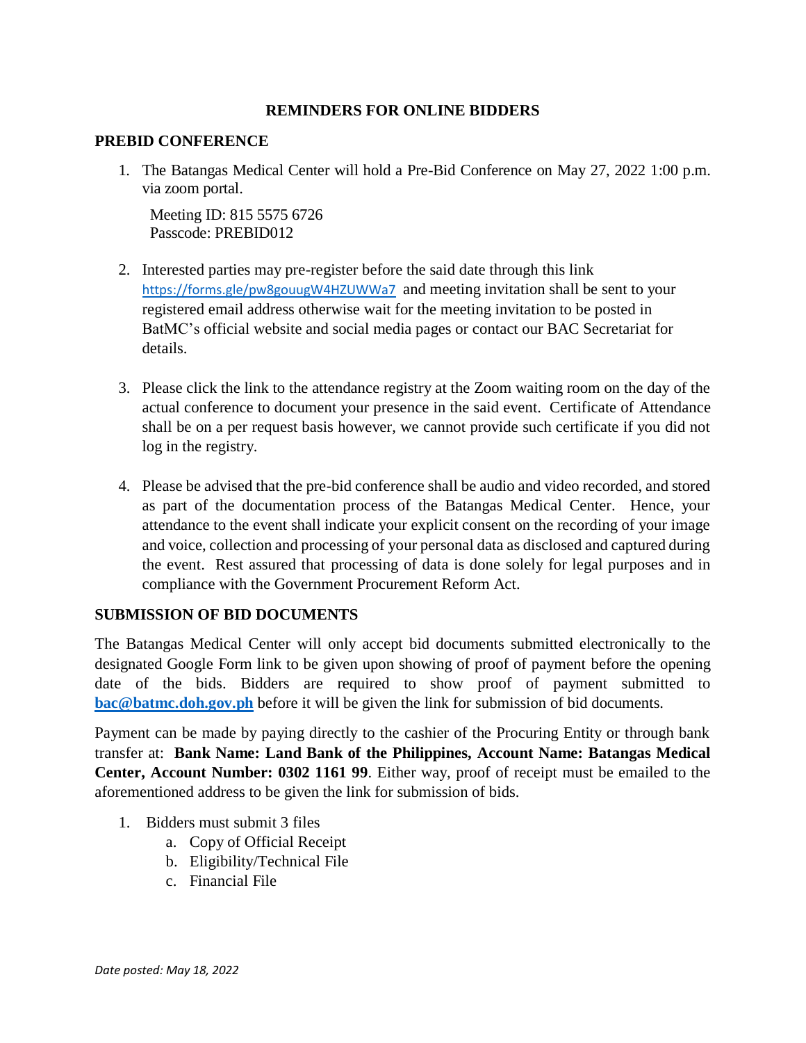## REMINDERS FOR ONLINE BIDDERS

### PREBID CONFERENCE

1. The Batangas Medical Center will hold a Pre-Bid Conference on May 27, 2022 1:00 p.m. via zoom portal.

   Meeting ID: 815 5575 6726
   Passcode: PREBID012

2. Interested parties may pre-register before the said date through this link https://forms.gle/pw8gouugW4HZUWWa7 and meeting invitation shall be sent to your registered email address otherwise wait for the meeting invitation to be posted in BatMC's official website and social media pages or contact our BAC Secretariat for details.

3. Please click the link to the attendance registry at the Zoom waiting room on the day of the actual conference to document your presence in the said event. Certificate of Attendance shall be on a per request basis however, we cannot provide such certificate if you did not log in the registry.

4. Please be advised that the pre-bid conference shall be audio and video recorded, and stored as part of the documentation process of the Batangas Medical Center. Hence, your attendance to the event shall indicate your explicit consent on the recording of your image and voice, collection and processing of your personal data as disclosed and captured during the event. Rest assured that processing of data is done solely for legal purposes and in compliance with the Government Procurement Reform Act.

### SUBMISSION OF BID DOCUMENTS

The Batangas Medical Center will only accept bid documents submitted electronically to the designated Google Form link to be given upon showing of proof of payment before the opening date of the bids. Bidders are required to show proof of payment submitted to **bac@batmc.doh.gov.ph** before it will be given the link for submission of bid documents.

Payment can be made by paying directly to the cashier of the Procuring Entity or through bank transfer at: **Bank Name: Land Bank of the Philippines, Account Name: Batangas Medical Center, Account Number: 0302 1161 99**. Either way, proof of receipt must be emailed to the aforementioned address to be given the link for submission of bids.

1. Bidders must submit 3 files
   a. Copy of Official Receipt
   b. Eligibility/Technical File
   c. Financial File

*Date posted: May 18, 2022*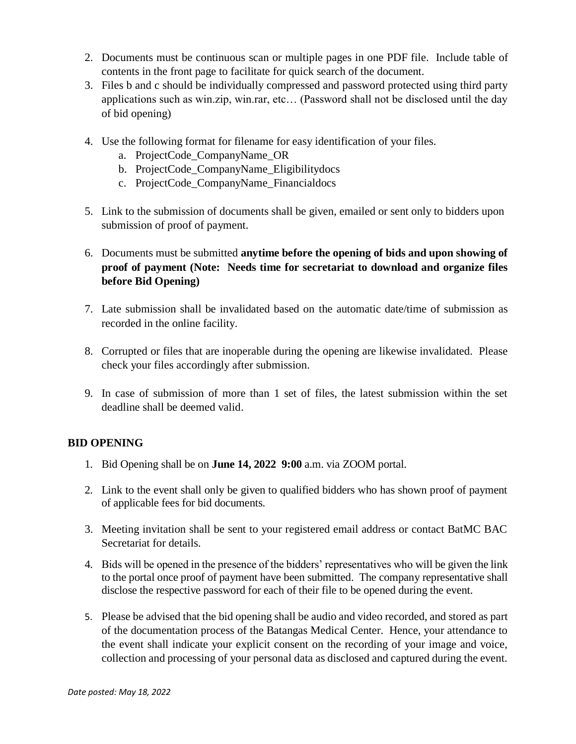2. Documents must be continuous scan or multiple pages in one PDF file. Include table of contents in the front page to facilitate for quick search of the document.
3. Files b and c should be individually compressed and password protected using third party applications such as win.zip, win.rar, etc… (Password shall not be disclosed until the day of bid opening)

4. Use the following format for filename for easy identification of your files.
   a. ProjectCode_CompanyName_OR
   b. ProjectCode_CompanyName_Eligibilitydocs
   c. ProjectCode_CompanyName_Financialdocs

5. Link to the submission of documents shall be given, emailed or sent only to bidders upon submission of proof of payment.

6. Documents must be submitted **anytime before the opening of bids and upon showing of proof of payment (Note: Needs time for secretariat to download and organize files before Bid Opening)**

7. Late submission shall be invalidated based on the automatic date/time of submission as recorded in the online facility.

8. Corrupted or files that are inoperable during the opening are likewise invalidated. Please check your files accordingly after submission.

9. In case of submission of more than 1 set of files, the latest submission within the set deadline shall be deemed valid.

## BID OPENING

1. Bid Opening shall be on **June 14, 2022 9:00** a.m. via ZOOM portal.

2. Link to the event shall only be given to qualified bidders who has shown proof of payment of applicable fees for bid documents.

3. Meeting invitation shall be sent to your registered email address or contact BatMC BAC Secretariat for details.

4. Bids will be opened in the presence of the bidders' representatives who will be given the link to the portal once proof of payment have been submitted. The company representative shall disclose the respective password for each of their file to be opened during the event.

5. Please be advised that the bid opening shall be audio and video recorded, and stored as part of the documentation process of the Batangas Medical Center. Hence, your attendance to the event shall indicate your explicit consent on the recording of your image and voice, collection and processing of your personal data as disclosed and captured during the event.

*Date posted: May 18, 2022*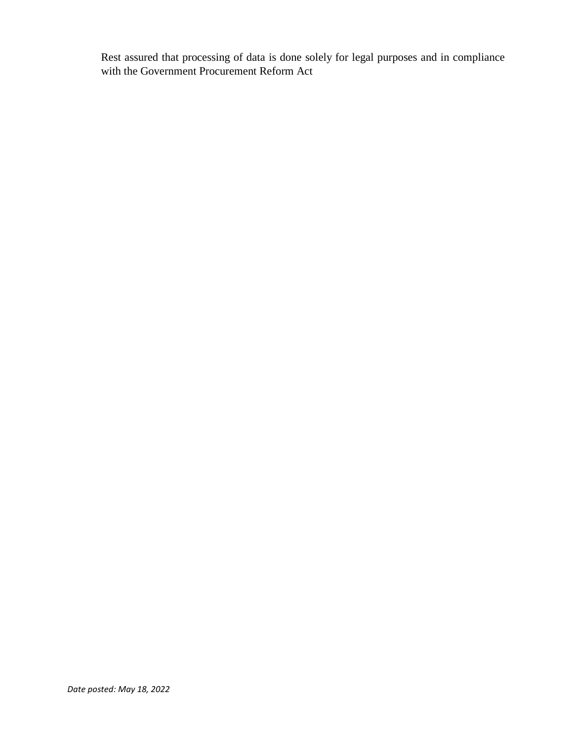Rest assured that processing of data is done solely for legal purposes and in compliance with the Government Procurement Reform Act

*Date posted: May 18, 2022*